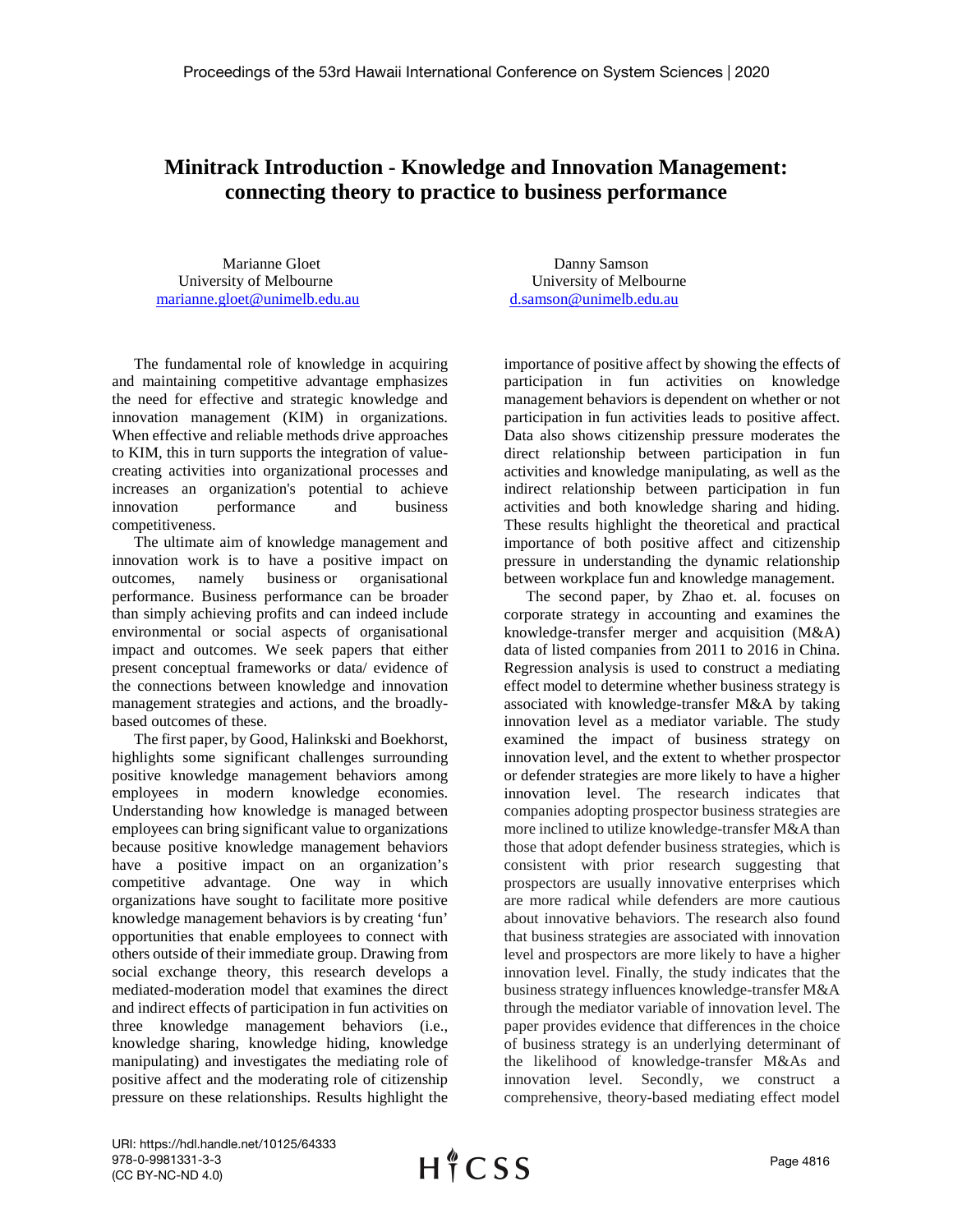# Minitrack Introduction - Knowledge and Innovation Management: connecting theory to practice to business performance

Marianne Gloet
University of Melbourne
marianne.gloet@unimelb.edu.au

Danny Samson
University of Melbourne
d.samson@unimelb.edu.au

The fundamental role of knowledge in acquiring and maintaining competitive advantage emphasizes the need for effective and strategic knowledge and innovation management (KIM) in organizations. When effective and reliable methods drive approaches to KIM, this in turn supports the integration of value-creating activities into organizational processes and increases an organization's potential to achieve innovation performance and business competitiveness.

The ultimate aim of knowledge management and innovation work is to have a positive impact on outcomes, namely business or organisational performance. Business performance can be broader than simply achieving profits and can indeed include environmental or social aspects of organisational impact and outcomes. We seek papers that either present conceptual frameworks or data/ evidence of the connections between knowledge and innovation management strategies and actions, and the broadly-based outcomes of these.

The first paper, by Good, Halinkski and Boekhorst, highlights some significant challenges surrounding positive knowledge management behaviors among employees in modern knowledge economies. Understanding how knowledge is managed between employees can bring significant value to organizations because positive knowledge management behaviors have a positive impact on an organization's competitive advantage. One way in which organizations have sought to facilitate more positive knowledge management behaviors is by creating 'fun' opportunities that enable employees to connect with others outside of their immediate group. Drawing from social exchange theory, this research develops a mediated-moderation model that examines the direct and indirect effects of participation in fun activities on three knowledge management behaviors (i.e., knowledge sharing, knowledge hiding, knowledge manipulating) and investigates the mediating role of positive affect and the moderating role of citizenship pressure on these relationships. Results highlight the importance of positive affect by showing the effects of participation in fun activities on knowledge management behaviors is dependent on whether or not participation in fun activities leads to positive affect. Data also shows citizenship pressure moderates the direct relationship between participation in fun activities and knowledge manipulating, as well as the indirect relationship between participation in fun activities and both knowledge sharing and hiding. These results highlight the theoretical and practical importance of both positive affect and citizenship pressure in understanding the dynamic relationship between workplace fun and knowledge management.

The second paper, by Zhao et. al. focuses on corporate strategy in accounting and examines the knowledge-transfer merger and acquisition (M&A) data of listed companies from 2011 to 2016 in China. Regression analysis is used to construct a mediating effect model to determine whether business strategy is associated with knowledge-transfer M&A by taking innovation level as a mediator variable. The study examined the impact of business strategy on innovation level, and the extent to whether prospector or defender strategies are more likely to have a higher innovation level. The research indicates that companies adopting prospector business strategies are more inclined to utilize knowledge-transfer M&A than those that adopt defender business strategies, which is consistent with prior research suggesting that prospectors are usually innovative enterprises which are more radical while defenders are more cautious about innovative behaviors. The research also found that business strategies are associated with innovation level and prospectors are more likely to have a higher innovation level. Finally, the study indicates that the business strategy influences knowledge-transfer M&A through the mediator variable of innovation level. The paper provides evidence that differences in the choice of business strategy is an underlying determinant of the likelihood of knowledge-transfer M&As and innovation level. Secondly, we construct a comprehensive, theory-based mediating effect model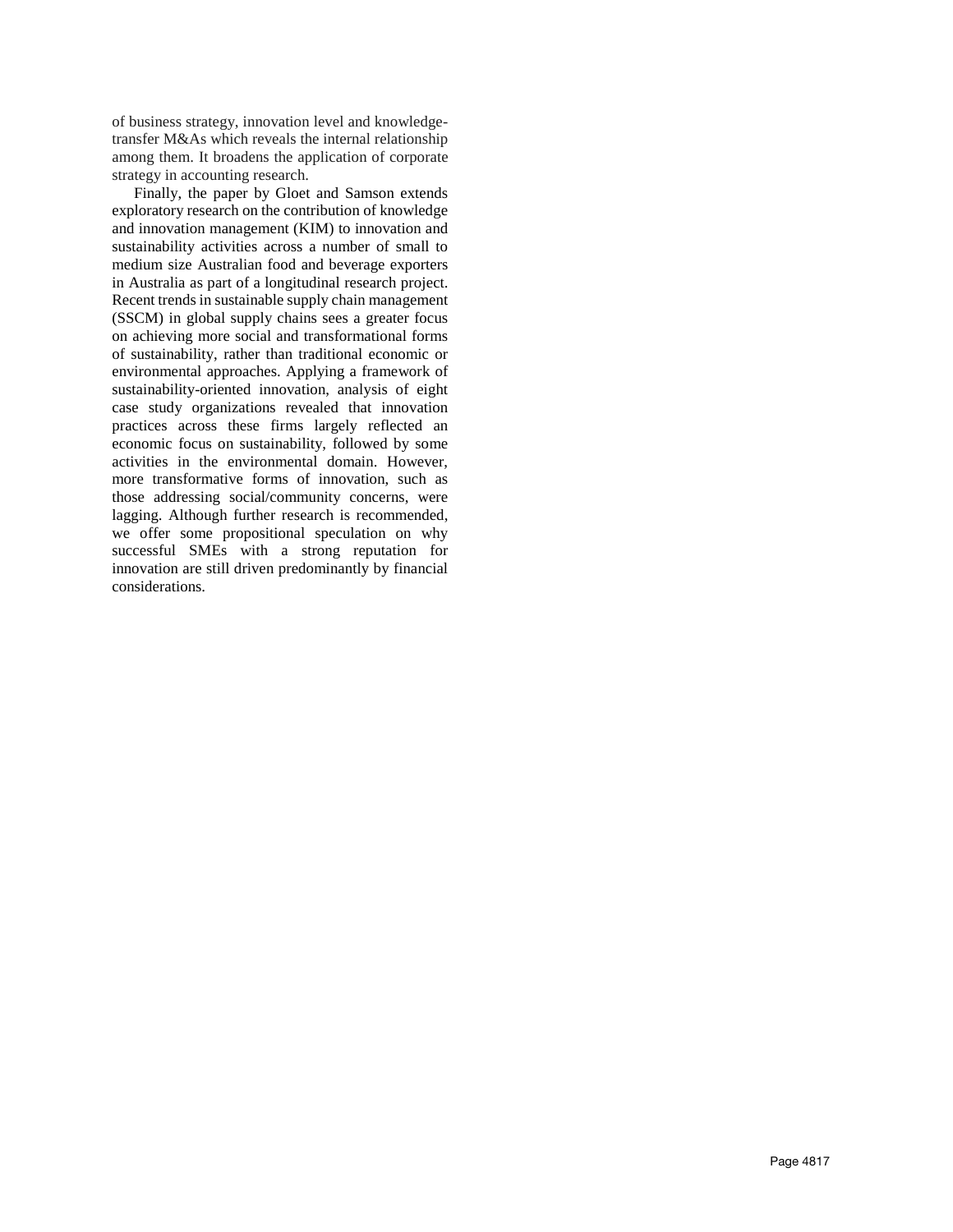of business strategy, innovation level and knowledge-transfer M&As which reveals the internal relationship among them. It broadens the application of corporate strategy in accounting research.

Finally, the paper by Gloet and Samson extends exploratory research on the contribution of knowledge and innovation management (KIM) to innovation and sustainability activities across a number of small to medium size Australian food and beverage exporters in Australia as part of a longitudinal research project. Recent trends in sustainable supply chain management (SSCM) in global supply chains sees a greater focus on achieving more social and transformational forms of sustainability, rather than traditional economic or environmental approaches. Applying a framework of sustainability-oriented innovation, analysis of eight case study organizations revealed that innovation practices across these firms largely reflected an economic focus on sustainability, followed by some activities in the environmental domain. However, more transformative forms of innovation, such as those addressing social/community concerns, were lagging. Although further research is recommended, we offer some propositional speculation on why successful SMEs with a strong reputation for innovation are still driven predominantly by financial considerations.